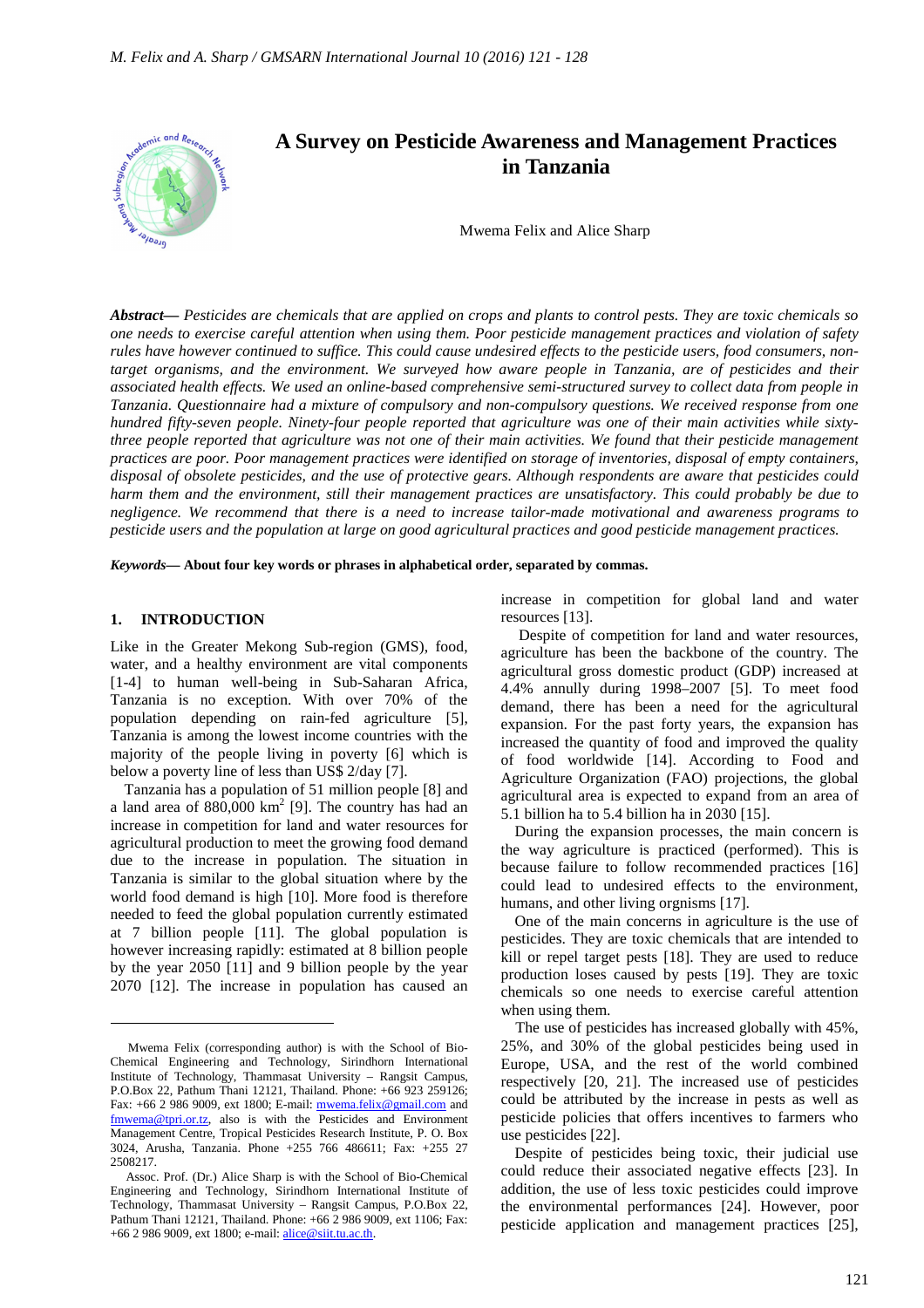# A Survey on Pesticide Awareness and Management Practices in Tanzania

Mwema Felix and Alice Sharp

***Abstract*— *Pesticides are chemicals that are applied on crops and plants to control pests. They are toxic chemicals so one needs to exercise careful attention when using them. Poor pesticide management practices and violation of safety rules have however continued to suffice. This could cause undesired effects to the pesticide users, food consumers, non-target organisms, and the environment. We surveyed how aware people in Tanzania, are of pesticides and their associated health effects. We used an online-based comprehensive semi-structured survey to collect data from people in Tanzania. Questionnaire had a mixture of compulsory and non-compulsory questions. We received response from one hundred fifty-seven people. Ninety-four people reported that agriculture was one of their main activities while sixty-three people reported that agriculture was not one of their main activities. We found that their pesticide management practices are poor. Poor management practices were identified on storage of inventories, disposal of empty containers, disposal of obsolete pesticides, and the use of protective gears. Although respondents are aware that pesticides could harm them and the environment, still their management practices are unsatisfactory. This could probably be due to negligence. We recommend that there is a need to increase tailor-made motivational and awareness programs to pesticide users and the population at large on good agricultural practices and good pesticide management practices.*

***Keywords*— About four key words or phrases in alphabetical order, separated by commas.**

## 1. INTRODUCTION

Like in the Greater Mekong Sub-region (GMS), food, water, and a healthy environment are vital components [1-4] to human well-being in Sub-Saharan Africa, Tanzania is no exception. With over 70% of the population depending on rain-fed agriculture [5], Tanzania is among the lowest income countries with the majority of the people living in poverty [6] which is below a poverty line of less than US$ 2/day [7].

Tanzania has a population of 51 million people [8] and a land area of 880,000 km$^2$ [9]. The country has had an increase in competition for land and water resources for agricultural production to meet the growing food demand due to the increase in population. The situation in Tanzania is similar to the global situation where by the world food demand is high [10]. More food is therefore needed to feed the global population currently estimated at 7 billion people [11]. The global population is however increasing rapidly: estimated at 8 billion people by the year 2050 [11] and 9 billion people by the year 2070 [12]. The increase in population has caused an increase in competition for global land and water resources [13].

Despite of competition for land and water resources, agriculture has been the backbone of the country. The agricultural gross domestic product (GDP) increased at 4.4% annully during 1998–2007 [5]. To meet food demand, there has been a need for the agricultural expansion. For the past forty years, the expansion has increased the quantity of food and improved the quality of food worldwide [14]. According to Food and Agriculture Organization (FAO) projections, the global agricultural area is expected to expand from an area of 5.1 billion ha to 5.4 billion ha in 2030 [15].

During the expansion processes, the main concern is the way agriculture is practiced (performed). This is because failure to follow recommended practices [16] could lead to undesired effects to the environment, humans, and other living orgnisms [17].

One of the main concerns in agriculture is the use of pesticides. They are toxic chemicals that are intended to kill or repel target pests [18]. They are used to reduce production loses caused by pests [19]. They are toxic chemicals so one needs to exercise careful attention when using them.

The use of pesticides has increased globally with 45%, 25%, and 30% of the global pesticides being used in Europe, USA, and the rest of the world combined respectively [20, 21]. The increased use of pesticides could be attributed by the increase in pests as well as pesticide policies that offers incentives to farmers who use pesticides [22].

Despite of pesticides being toxic, their judicial use could reduce their associated negative effects [23]. In addition, the use of less toxic pesticides could improve the environmental performances [24]. However, poor pesticide application and management practices [25],

---

Mwema Felix (corresponding author) is with the School of Bio-Chemical Engineering and Technology, Sirindhorn International Institute of Technology, Thammasat University – Rangsit Campus, P.O.Box 22, Pathum Thani 12121, Thailand. Phone: +66 923 259126; Fax: +66 2 986 9009, ext 1800; E-mail: mwema.felix@gmail.com and fmwema@tpri.or.tz, also is with the Pesticides and Environment Management Centre, Tropical Pesticides Research Institute, P. O. Box 3024, Arusha, Tanzania. Phone +255 766 486611; Fax: +255 27 2508217.

Assoc. Prof. (Dr.) Alice Sharp is with the School of Bio-Chemical Engineering and Technology, Sirindhorn International Institute of Technology, Thammasat University – Rangsit Campus, P.O.Box 22, Pathum Thani 12121, Thailand. Phone: +66 2 986 9009, ext 1106; Fax: +66 2 986 9009, ext 1800; e-mail: alice@siit.tu.ac.th.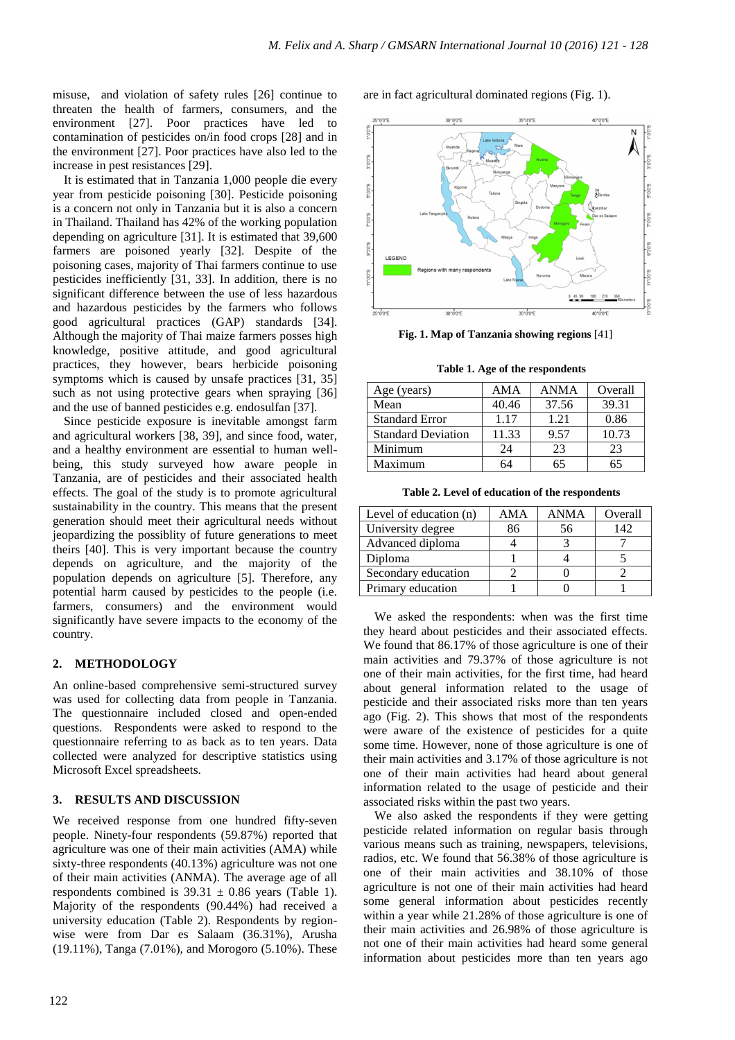misuse, and violation of safety rules [26] continue to threaten the health of farmers, consumers, and the environment [27]. Poor practices have led to contamination of pesticides on/in food crops [28] and in the environment [27]. Poor practices have also led to the increase in pest resistances [29].

It is estimated that in Tanzania 1,000 people die every year from pesticide poisoning [30]. Pesticide poisoning is a concern not only in Tanzania but it is also a concern in Thailand. Thailand has 42% of the working population depending on agriculture [31]. It is estimated that 39,600 farmers are poisoned yearly [32]. Despite of the poisoning cases, majority of Thai farmers continue to use pesticides inefficiently [31, 33]. In addition, there is no significant difference between the use of less hazardous and hazardous pesticides by the farmers who follows good agricultural practices (GAP) standards [34]. Although the majority of Thai maize farmers posses high knowledge, positive attitude, and good agricultural practices, they however, bears herbicide poisoning symptoms which is caused by unsafe practices [31, 35] such as not using protective gears when spraying [36] and the use of banned pesticides e.g. endosulfan [37].

Since pesticide exposure is inevitable amongst farm and agricultural workers [38, 39], and since food, water, and a healthy environment are essential to human well-being, this study surveyed how aware people in Tanzania, are of pesticides and their associated health effects. The goal of the study is to promote agricultural sustainability in the country. This means that the present generation should meet their agricultural needs without jeopardizing the possiblity of future generations to meet theirs [40]. This is very important because the country depends on agriculture, and the majority of the population depends on agriculture [5]. Therefore, any potential harm caused by pesticides to the people (i.e. farmers, consumers) and the environment would significantly have severe impacts to the economy of the country.

## 2. METHODOLOGY

An online-based comprehensive semi-structured survey was used for collecting data from people in Tanzania. The questionnaire included closed and open-ended questions. Respondents were asked to respond to the questionnaire referring to as back as to ten years. Data collected were analyzed for descriptive statistics using Microsoft Excel spreadsheets.

## 3. RESULTS AND DISCUSSION

We received response from one hundred fifty-seven people. Ninety-four respondents (59.87%) reported that agriculture was one of their main activities (AMA) while sixty-three respondents (40.13%) agriculture was not one of their main activities (ANMA). The average age of all respondents combined is $39.31 \pm 0.86$ years (Table 1). Majority of the respondents (90.44%) had received a university education (Table 2). Respondents by region-wise were from Dar es Salaam (36.31%), Arusha (19.11%), Tanga (7.01%), and Morogoro (5.10%). These are in fact agricultural dominated regions (Fig. 1).

**Fig. 1. Map of Tanzania showing regions** [41]

**Table 1. Age of the respondents**

| Age (years) | AMA | ANMA | Overall |
|---|---|---|---|
| Mean | 40.46 | 37.56 | 39.31 |
| Standard Error | 1.17 | 1.21 | 0.86 |
| Standard Deviation | 11.33 | 9.57 | 10.73 |
| Minimum | 24 | 23 | 23 |
| Maximum | 64 | 65 | 65 |

**Table 2. Level of education of the respondents**

| Level of education (n) | AMA | ANMA | Overall |
|---|---|---|---|
| University degree | 86 | 56 | 142 |
| Advanced diploma | 4 | 3 | 7 |
| Diploma | 1 | 4 | 5 |
| Secondary education | 2 | 0 | 2 |
| Primary education | 1 | 0 | 1 |

We asked the respondents: when was the first time they heard about pesticides and their associated effects. We found that 86.17% of those agriculture is one of their main activities and 79.37% of those agriculture is not one of their main activities, for the first time, had heard about general information related to the usage of pesticide and their associated risks more than ten years ago (Fig. 2). This shows that most of the respondents were aware of the existence of pesticides for a quite some time. However, none of those agriculture is one of their main activities and 3.17% of those agriculture is not one of their main activities had heard about general information related to the usage of pesticide and their associated risks within the past two years.

We also asked the respondents if they were getting pesticide related information on regular basis through various means such as training, newspapers, televisions, radios, etc. We found that 56.38% of those agriculture is one of their main activities and 38.10% of those agriculture is not one of their main activities had heard some general information about pesticides recently within a year while 21.28% of those agriculture is one of their main activities and 26.98% of those agriculture is not one of their main activities had heard some general information about pesticides more than ten years ago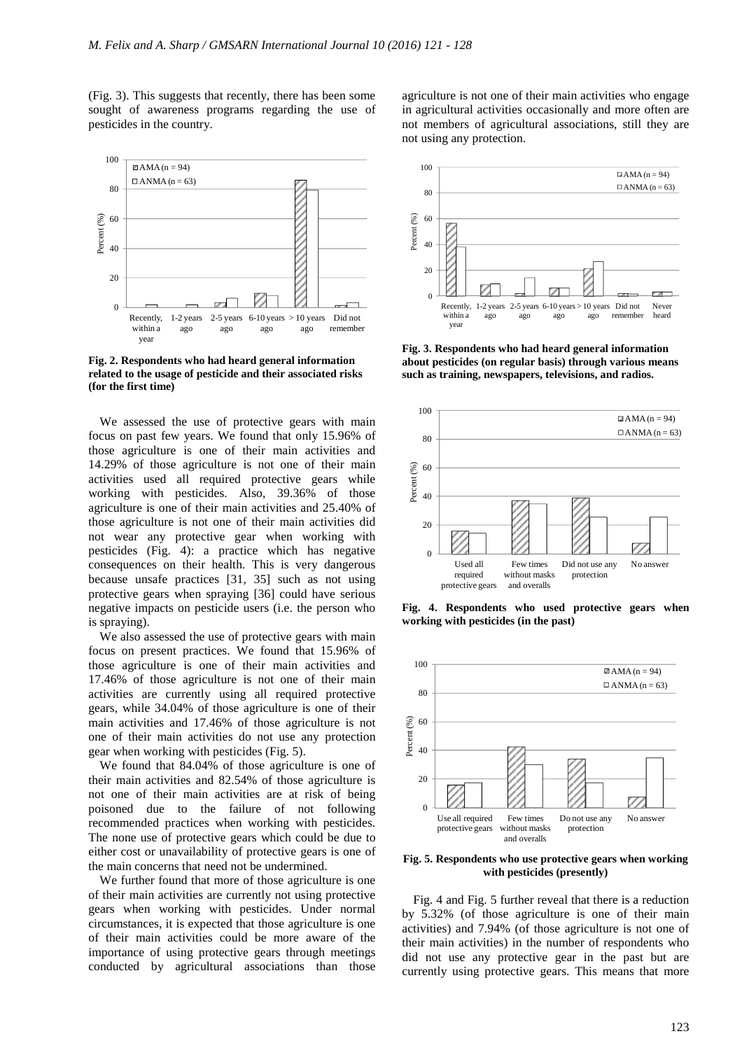(Fig. 3). This suggests that recently, there has been some sought of awareness programs regarding the use of pesticides in the country.

**Fig. 2. Respondents who had heard general information related to the usage of pesticide and their associated risks (for the first time)**

We assessed the use of protective gears with main focus on past few years. We found that only 15.96% of those agriculture is one of their main activities and 14.29% of those agriculture is not one of their main activities used all required protective gears while working with pesticides. Also, 39.36% of those agriculture is one of their main activities and 25.40% of those agriculture is not one of their main activities did not wear any protective gear when working with pesticides (Fig. 4): a practice which has negative consequences on their health. This is very dangerous because unsafe practices [31, 35] such as not using protective gears when spraying [36] could have serious negative impacts on pesticide users (i.e. the person who is spraying).

We also assessed the use of protective gears with main focus on present practices. We found that 15.96% of those agriculture is one of their main activities and 17.46% of those agriculture is not one of their main activities are currently using all required protective gears, while 34.04% of those agriculture is one of their main activities and 17.46% of those agriculture is not one of their main activities do not use any protection gear when working with pesticides (Fig. 5).

We found that 84.04% of those agriculture is one of their main activities and 82.54% of those agriculture is not one of their main activities are at risk of being poisoned due to the failure of not following recommended practices when working with pesticides. The none use of protective gears which could be due to either cost or unavailability of protective gears is one of the main concerns that need not be undermined.

We further found that more of those agriculture is one of their main activities are currently not using protective gears when working with pesticides. Under normal circumstances, it is expected that those agriculture is one of their main activities could be more aware of the importance of using protective gears through meetings conducted by agricultural associations than those agriculture is not one of their main activities who engage in agricultural activities occasionally and more often are not members of agricultural associations, still they are not using any protection.

**Fig. 3. Respondents who had heard general information about pesticides (on regular basis) through various means such as training, newspapers, televisions, and radios.**

**Fig. 4. Respondents who used protective gears when working with pesticides (in the past)**

**Fig. 5. Respondents who use protective gears when working with pesticides (presently)**

Fig. 4 and Fig. 5 further reveal that there is a reduction by 5.32% (of those agriculture is one of their main activities) and 7.94% (of those agriculture is not one of their main activities) in the number of respondents who did not use any protective gear in the past but are currently using protective gears. This means that more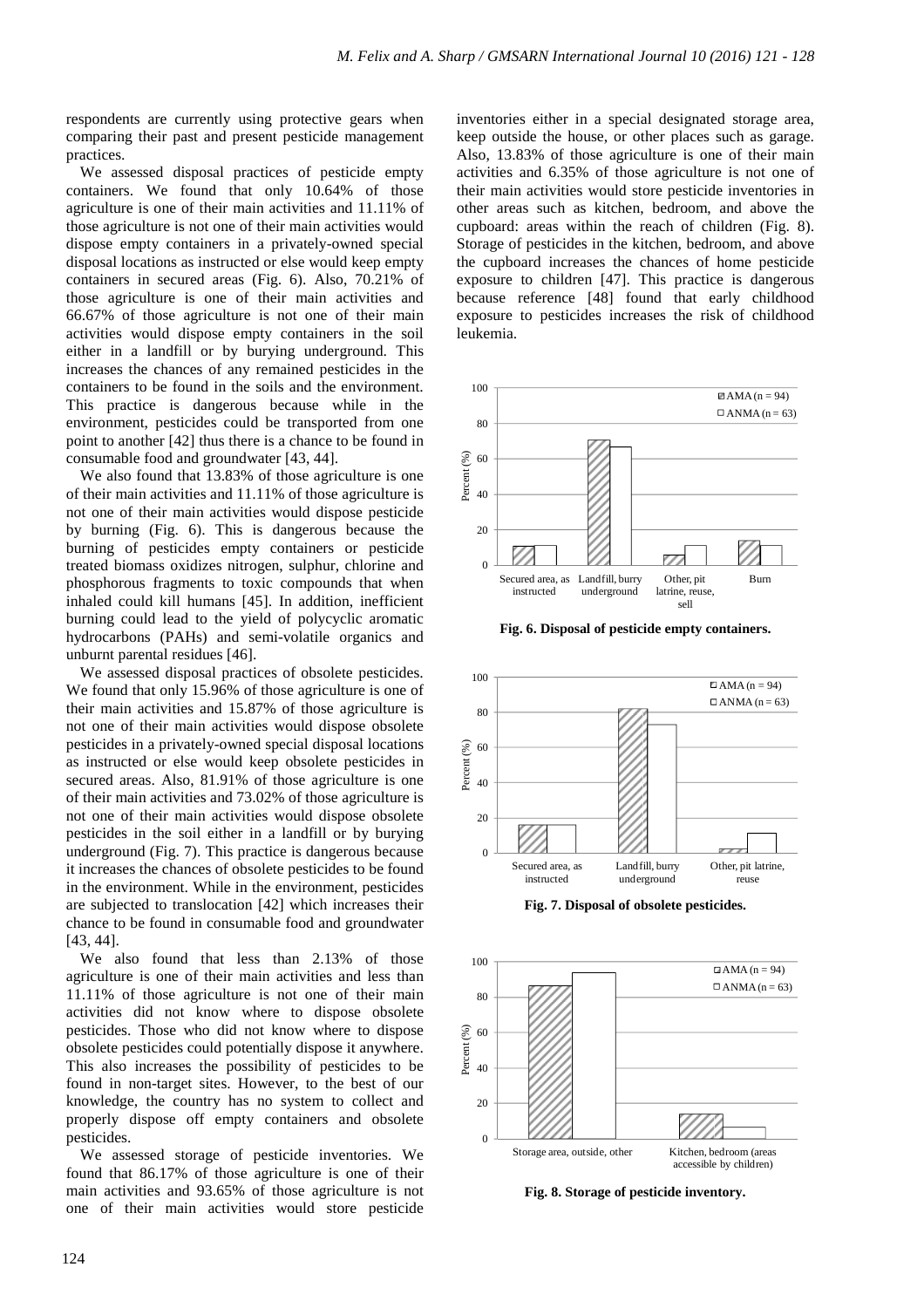respondents are currently using protective gears when comparing their past and present pesticide management practices.

We assessed disposal practices of pesticide empty containers. We found that only 10.64% of those agriculture is one of their main activities and 11.11% of those agriculture is not one of their main activities would dispose empty containers in a privately-owned special disposal locations as instructed or else would keep empty containers in secured areas (Fig. 6). Also, 70.21% of those agriculture is one of their main activities and 66.67% of those agriculture is not one of their main activities would dispose empty containers in the soil either in a landfill or by burying underground. This increases the chances of any remained pesticides in the containers to be found in the soils and the environment. This practice is dangerous because while in the environment, pesticides could be transported from one point to another [42] thus there is a chance to be found in consumable food and groundwater [43, 44].

We also found that 13.83% of those agriculture is one of their main activities and 11.11% of those agriculture is not one of their main activities would dispose pesticide by burning (Fig. 6). This is dangerous because the burning of pesticides empty containers or pesticide treated biomass oxidizes nitrogen, sulphur, chlorine and phosphorous fragments to toxic compounds that when inhaled could kill humans [45]. In addition, inefficient burning could lead to the yield of polycyclic aromatic hydrocarbons (PAHs) and semi-volatile organics and unburnt parental residues [46].

We assessed disposal practices of obsolete pesticides. We found that only 15.96% of those agriculture is one of their main activities and 15.87% of those agriculture is not one of their main activities would dispose obsolete pesticides in a privately-owned special disposal locations as instructed or else would keep obsolete pesticides in secured areas. Also, 81.91% of those agriculture is one of their main activities and 73.02% of those agriculture is not one of their main activities would dispose obsolete pesticides in the soil either in a landfill or by burying underground (Fig. 7). This practice is dangerous because it increases the chances of obsolete pesticides to be found in the environment. While in the environment, pesticides are subjected to translocation [42] which increases their chance to be found in consumable food and groundwater [43, 44].

We also found that less than 2.13% of those agriculture is one of their main activities and less than 11.11% of those agriculture is not one of their main activities did not know where to dispose obsolete pesticides. Those who did not know where to dispose obsolete pesticides could potentially dispose it anywhere. This also increases the possibility of pesticides to be found in non-target sites. However, to the best of our knowledge, the country has no system to collect and properly dispose off empty containers and obsolete pesticides.

We assessed storage of pesticide inventories. We found that 86.17% of those agriculture is one of their main activities and 93.65% of those agriculture is not one of their main activities would store pesticide inventories either in a special designated storage area, keep outside the house, or other places such as garage. Also, 13.83% of those agriculture is one of their main activities and 6.35% of those agriculture is not one of their main activities would store pesticide inventories in other areas such as kitchen, bedroom, and above the cupboard: areas within the reach of children (Fig. 8). Storage of pesticides in the kitchen, bedroom, and above the cupboard increases the chances of home pesticide exposure to children [47]. This practice is dangerous because reference [48] found that early childhood exposure to pesticides increases the risk of childhood leukemia.

**Fig. 6. Disposal of pesticide empty containers.**

**Fig. 7. Disposal of obsolete pesticides.**

**Fig. 8. Storage of pesticide inventory.**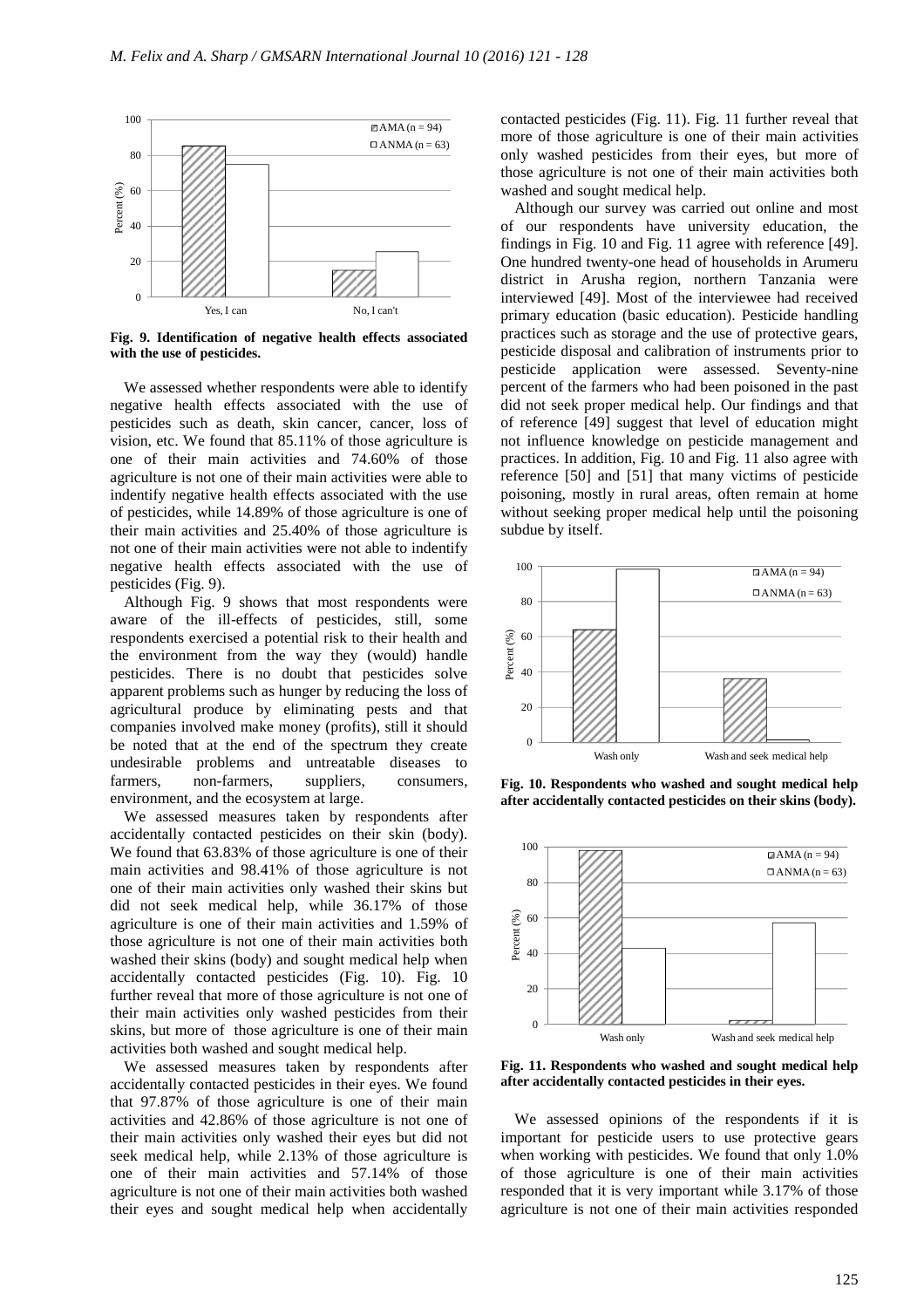Fig. 9. Identification of negative health effects associated with the use of pesticides.

We assessed whether respondents were able to identify negative health effects associated with the use of pesticides such as death, skin cancer, cancer, loss of vision, etc. We found that 85.11% of those agriculture is one of their main activities and 74.60% of those agriculture is not one of their main activities were able to indentify negative health effects associated with the use of pesticides, while 14.89% of those agriculture is one of their main activities and 25.40% of those agriculture is not one of their main activities were not able to indentify negative health effects associated with the use of pesticides (Fig. 9).

Although Fig. 9 shows that most respondents were aware of the ill-effects of pesticides, still, some respondents exercised a potential risk to their health and the environment from the way they (would) handle pesticides. There is no doubt that pesticides solve apparent problems such as hunger by reducing the loss of agricultural produce by eliminating pests and that companies involved make money (profits), still it should be noted that at the end of the spectrum they create undesirable problems and untreatable diseases to farmers, non-farmers, suppliers, consumers, environment, and the ecosystem at large.

We assessed measures taken by respondents after accidentally contacted pesticides on their skin (body). We found that 63.83% of those agriculture is one of their main activities and 98.41% of those agriculture is not one of their main activities only washed their skins but did not seek medical help, while 36.17% of those agriculture is one of their main activities and 1.59% of those agriculture is not one of their main activities both washed their skins (body) and sought medical help when accidentally contacted pesticides (Fig. 10). Fig. 10 further reveal that more of those agriculture is not one of their main activities only washed pesticides from their skins, but more of those agriculture is one of their main activities both washed and sought medical help.

We assessed measures taken by respondents after accidentally contacted pesticides in their eyes. We found that 97.87% of those agriculture is one of their main activities and 42.86% of those agriculture is not one of their main activities only washed their eyes but did not seek medical help, while 2.13% of those agriculture is one of their main activities and 57.14% of those agriculture is not one of their main activities both washed their eyes and sought medical help when accidentally contacted pesticides (Fig. 11). Fig. 11 further reveal that more of those agriculture is one of their main activities only washed pesticides from their eyes, but more of those agriculture is not one of their main activities both washed and sought medical help.

Although our survey was carried out online and most of our respondents have university education, the findings in Fig. 10 and Fig. 11 agree with reference [49]. One hundred twenty-one head of households in Arumeru district in Arusha region, northern Tanzania were interviewed [49]. Most of the interviewee had received primary education (basic education). Pesticide handling practices such as storage and the use of protective gears, pesticide disposal and calibration of instruments prior to pesticide application were assessed. Seventy-nine percent of the farmers who had been poisoned in the past did not seek proper medical help. Our findings and that of reference [49] suggest that level of education might not influence knowledge on pesticide management and practices. In addition, Fig. 10 and Fig. 11 also agree with reference [50] and [51] that many victims of pesticide poisoning, mostly in rural areas, often remain at home without seeking proper medical help until the poisoning subdue by itself.

Fig. 10. Respondents who washed and sought medical help after accidentally contacted pesticides on their skins (body).

Fig. 11. Respondents who washed and sought medical help after accidentally contacted pesticides in their eyes.

We assessed opinions of the respondents if it is important for pesticide users to use protective gears when working with pesticides. We found that only 1.0% of those agriculture is one of their main activities responded that it is very important while 3.17% of those agriculture is not one of their main activities responded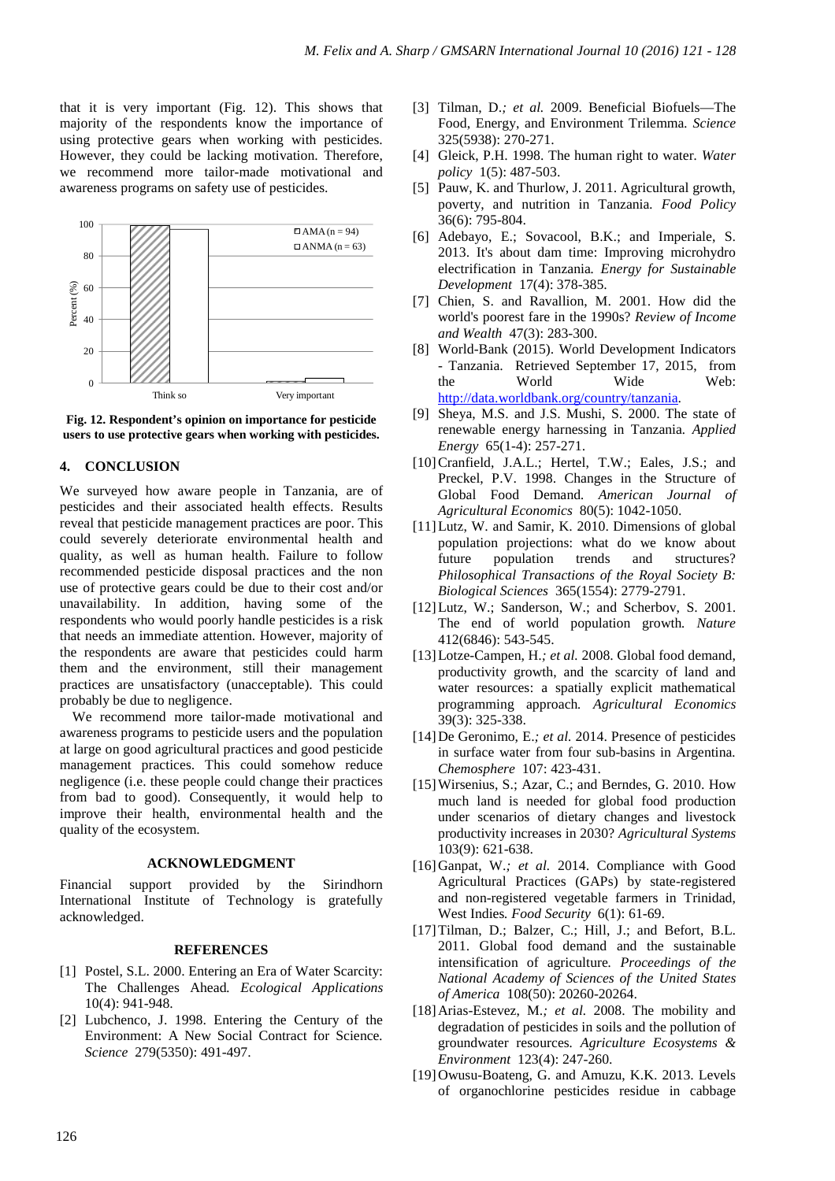that it is very important (Fig. 12). This shows that majority of the respondents know the importance of using protective gears when working with pesticides. However, they could be lacking motivation. Therefore, we recommend more tailor-made motivational and awareness programs on safety use of pesticides.

**Fig. 12. Respondent's opinion on importance for pesticide users to use protective gears when working with pesticides.**

## 4. CONCLUSION

We surveyed how aware people in Tanzania, are of pesticides and their associated health effects. Results reveal that pesticide management practices are poor. This could severely deteriorate environmental health and quality, as well as human health. Failure to follow recommended pesticide disposal practices and the non use of protective gears could be due to their cost and/or unavailability. In addition, having some of the respondents who would poorly handle pesticides is a risk that needs an immediate attention. However, majority of the respondents are aware that pesticides could harm them and the environment, still their management practices are unsatisfactory (unacceptable). This could probably be due to negligence.

We recommend more tailor-made motivational and awareness programs to pesticide users and the population at large on good agricultural practices and good pesticide management practices. This could somehow reduce negligence (i.e. these people could change their practices from bad to good). Consequently, it would help to improve their health, environmental health and the quality of the ecosystem.

## ACKNOWLEDGMENT

Financial support provided by the Sirindhorn International Institute of Technology is gratefully acknowledged.

## REFERENCES

[1] Postel, S.L. 2000. Entering an Era of Water Scarcity: The Challenges Ahead. *Ecological Applications* 10(4): 941-948.

[2] Lubchenco, J. 1998. Entering the Century of the Environment: A New Social Contract for Science. *Science* 279(5350): 491-497.

[3] Tilman, D.*; et al.* 2009. Beneficial Biofuels—The Food, Energy, and Environment Trilemma. *Science* 325(5938): 270-271.

[4] Gleick, P.H. 1998. The human right to water. *Water policy* 1(5): 487-503.

[5] Pauw, K. and Thurlow, J. 2011. Agricultural growth, poverty, and nutrition in Tanzania. *Food Policy* 36(6): 795-804.

[6] Adebayo, E.; Sovacool, B.K.; and Imperiale, S. 2013. It's about dam time: Improving microhydro electrification in Tanzania. *Energy for Sustainable Development* 17(4): 378-385.

[7] Chien, S. and Ravallion, M. 2001. How did the world's poorest fare in the 1990s? *Review of Income and Wealth* 47(3): 283-300.

[8] World-Bank (2015). World Development Indicators - Tanzania. Retrieved September 17, 2015, from the World Wide Web: http://data.worldbank.org/country/tanzania.

[9] Sheya, M.S. and J.S. Mushi, S. 2000. The state of renewable energy harnessing in Tanzania. *Applied Energy* 65(1-4): 257-271.

[10] Cranfield, J.A.L.; Hertel, T.W.; Eales, J.S.; and Preckel, P.V. 1998. Changes in the Structure of Global Food Demand. *American Journal of Agricultural Economics* 80(5): 1042-1050.

[11] Lutz, W. and Samir, K. 2010. Dimensions of global population projections: what do we know about future population trends and structures? *Philosophical Transactions of the Royal Society B: Biological Sciences* 365(1554): 2779-2791.

[12] Lutz, W.; Sanderson, W.; and Scherbov, S. 2001. The end of world population growth. *Nature* 412(6846): 543-545.

[13] Lotze-Campen, H.*; et al.* 2008. Global food demand, productivity growth, and the scarcity of land and water resources: a spatially explicit mathematical programming approach. *Agricultural Economics* 39(3): 325-338.

[14] De Geronimo, E.*; et al.* 2014. Presence of pesticides in surface water from four sub-basins in Argentina. *Chemosphere* 107: 423-431.

[15] Wirsenius, S.; Azar, C.; and Berndes, G. 2010. How much land is needed for global food production under scenarios of dietary changes and livestock productivity increases in 2030? *Agricultural Systems* 103(9): 621-638.

[16] Ganpat, W.*; et al.* 2014. Compliance with Good Agricultural Practices (GAPs) by state-registered and non-registered vegetable farmers in Trinidad, West Indies. *Food Security* 6(1): 61-69.

[17] Tilman, D.; Balzer, C.; Hill, J.; and Befort, B.L. 2011. Global food demand and the sustainable intensification of agriculture. *Proceedings of the National Academy of Sciences of the United States of America* 108(50): 20260-20264.

[18] Arias-Estevez, M.*; et al.* 2008. The mobility and degradation of pesticides in soils and the pollution of groundwater resources. *Agriculture Ecosystems & Environment* 123(4): 247-260.

[19] Owusu-Boateng, G. and Amuzu, K.K. 2013. Levels of organochlorine pesticides residue in cabbage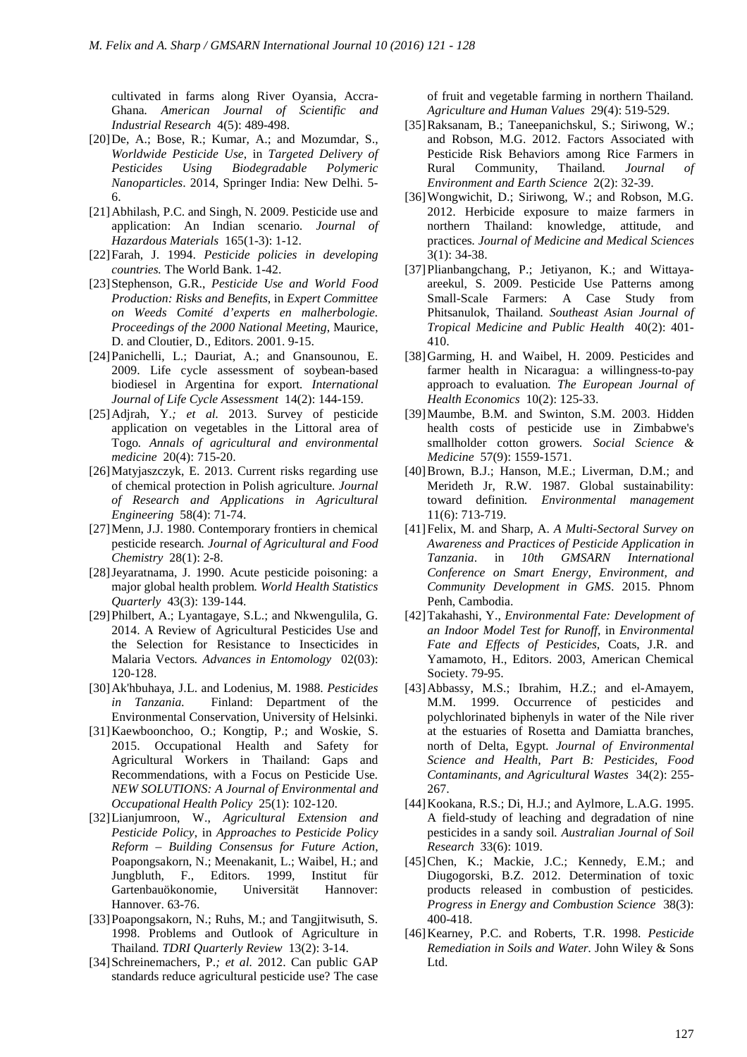cultivated in farms along River Oyansia, Accra-Ghana. *American Journal of Scientific and Industrial Research* 4(5): 489-498.

[20] De, A.; Bose, R.; Kumar, A.; and Mozumdar, S., *Worldwide Pesticide Use*, in *Targeted Delivery of Pesticides Using Biodegradable Polymeric Nanoparticles*. 2014, Springer India: New Delhi. 5-6.

[21] Abhilash, P.C. and Singh, N. 2009. Pesticide use and application: An Indian scenario. *Journal of Hazardous Materials* 165(1-3): 1-12.

[22] Farah, J. 1994. *Pesticide policies in developing countries.* The World Bank. 1-42.

[23] Stephenson, G.R., *Pesticide Use and World Food Production: Risks and Benefits*, in *Expert Committee on Weeds Comité d'experts en malherbologie. Proceedings of the 2000 National Meeting*, Maurice, D. and Cloutier, D., Editors. 2001. 9-15.

[24] Panichelli, L.; Dauriat, A.; and Gnansounou, E. 2009. Life cycle assessment of soybean-based biodiesel in Argentina for export. *International Journal of Life Cycle Assessment* 14(2): 144-159.

[25] Adjrah, Y.*; et al.* 2013. Survey of pesticide application on vegetables in the Littoral area of Togo. *Annals of agricultural and environmental medicine* 20(4): 715-20.

[26] Matyjaszczyk, E. 2013. Current risks regarding use of chemical protection in Polish agriculture. *Journal of Research and Applications in Agricultural Engineering* 58(4): 71-74.

[27] Menn, J.J. 1980. Contemporary frontiers in chemical pesticide research. *Journal of Agricultural and Food Chemistry* 28(1): 2-8.

[28] Jeyaratnama, J. 1990. Acute pesticide poisoning: a major global health problem. *World Health Statistics Quarterly* 43(3): 139-144.

[29] Philbert, A.; Lyantagaye, S.L.; and Nkwengulila, G. 2014. A Review of Agricultural Pesticides Use and the Selection for Resistance to Insecticides in Malaria Vectors. *Advances in Entomology* 02(03): 120-128.

[30] Ak'hbuhaya, J.L. and Lodenius, M. 1988. *Pesticides in Tanzania.* Finland: Department of the Environmental Conservation, University of Helsinki.

[31] Kaewboonchoo, O.; Kongtip, P.; and Woskie, S. 2015. Occupational Health and Safety for Agricultural Workers in Thailand: Gaps and Recommendations, with a Focus on Pesticide Use. *NEW SOLUTIONS: A Journal of Environmental and Occupational Health Policy* 25(1): 102-120.

[32] Lianjumroon, W., *Agricultural Extension and Pesticide Policy*, in *Approaches to Pesticide Policy Reform – Building Consensus for Future Action*, Poapongsakorn, N.; Meenakanit, L.; Waibel, H.; and Jungbluth, F., Editors. 1999, Institut für Gartenbauökonomie, Universität Hannover: Hannover. 63-76.

[33] Poapongsakorn, N.; Ruhs, M.; and Tangjitwisuth, S. 1998. Problems and Outlook of Agriculture in Thailand. *TDRI Quarterly Review* 13(2): 3-14.

[34] Schreinemachers, P.*; et al.* 2012. Can public GAP standards reduce agricultural pesticide use? The case of fruit and vegetable farming in northern Thailand. *Agriculture and Human Values* 29(4): 519-529.

[35] Raksanam, B.; Taneepanichskul, S.; Siriwong, W.; and Robson, M.G. 2012. Factors Associated with Pesticide Risk Behaviors among Rice Farmers in Rural Community, Thailand. *Journal of Environment and Earth Science* 2(2): 32-39.

[36] Wongwichit, D.; Siriwong, W.; and Robson, M.G. 2012. Herbicide exposure to maize farmers in northern Thailand: knowledge, attitude, and practices. *Journal of Medicine and Medical Sciences* 3(1): 34-38.

[37] Plianbangchang, P.; Jetiyanon, K.; and Wittaya-areekul, S. 2009. Pesticide Use Patterns among Small-Scale Farmers: A Case Study from Phitsanulok, Thailand. *Southeast Asian Journal of Tropical Medicine and Public Health* 40(2): 401-410.

[38] Garming, H. and Waibel, H. 2009. Pesticides and farmer health in Nicaragua: a willingness-to-pay approach to evaluation. *The European Journal of Health Economics* 10(2): 125-33.

[39] Maumbe, B.M. and Swinton, S.M. 2003. Hidden health costs of pesticide use in Zimbabwe's smallholder cotton growers. *Social Science & Medicine* 57(9): 1559-1571.

[40] Brown, B.J.; Hanson, M.E.; Liverman, D.M.; and Merideth Jr, R.W. 1987. Global sustainability: toward definition. *Environmental management* 11(6): 713-719.

[41] Felix, M. and Sharp, A. *A Multi-Sectoral Survey on Awareness and Practices of Pesticide Application in Tanzania*. in *10th GMSARN International Conference on Smart Energy, Environment, and Community Development in GMS*. 2015. Phnom Penh, Cambodia.

[42] Takahashi, Y., *Environmental Fate: Development of an Indoor Model Test for Runoff*, in *Environmental Fate and Effects of Pesticides*, Coats, J.R. and Yamamoto, H., Editors. 2003, American Chemical Society. 79-95.

[43] Abbassy, M.S.; Ibrahim, H.Z.; and el-Amayem, M.M. 1999. Occurrence of pesticides and polychlorinated biphenyls in water of the Nile river at the estuaries of Rosetta and Damiatta branches, north of Delta, Egypt. *Journal of Environmental Science and Health, Part B: Pesticides, Food Contaminants, and Agricultural Wastes* 34(2): 255-267.

[44] Kookana, R.S.; Di, H.J.; and Aylmore, L.A.G. 1995. A field-study of leaching and degradation of nine pesticides in a sandy soil. *Australian Journal of Soil Research* 33(6): 1019.

[45] Chen, K.; Mackie, J.C.; Kennedy, E.M.; and Diugogorski, B.Z. 2012. Determination of toxic products released in combustion of pesticides. *Progress in Energy and Combustion Science* 38(3): 400-418.

[46] Kearney, P.C. and Roberts, T.R. 1998. *Pesticide Remediation in Soils and Water.* John Wiley & Sons Ltd.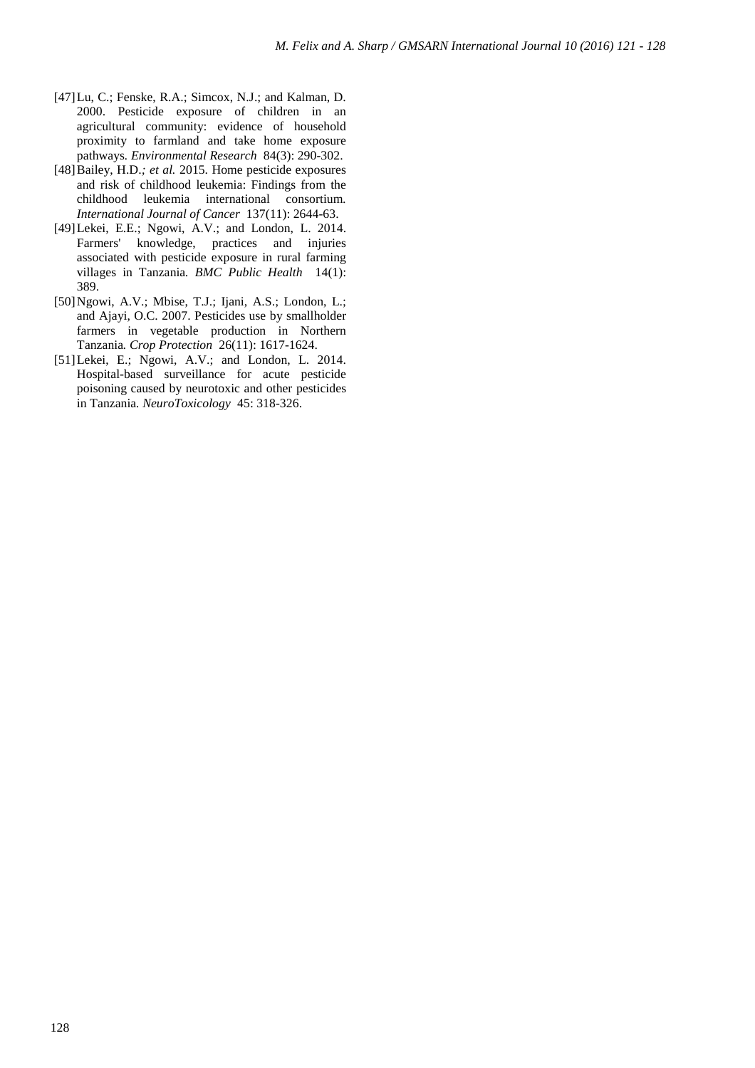[47] Lu, C.; Fenske, R.A.; Simcox, N.J.; and Kalman, D. 2000. Pesticide exposure of children in an agricultural community: evidence of household proximity to farmland and take home exposure pathways. *Environmental Research* 84(3): 290-302.

[48] Bailey, H.D.*; et al.* 2015. Home pesticide exposures and risk of childhood leukemia: Findings from the childhood leukemia international consortium. *International Journal of Cancer* 137(11): 2644-63.

[49] Lekei, E.E.; Ngowi, A.V.; and London, L. 2014. Farmers' knowledge, practices and injuries associated with pesticide exposure in rural farming villages in Tanzania. *BMC Public Health* 14(1): 389.

[50] Ngowi, A.V.; Mbise, T.J.; Ijani, A.S.; London, L.; and Ajayi, O.C. 2007. Pesticides use by smallholder farmers in vegetable production in Northern Tanzania. *Crop Protection* 26(11): 1617-1624.

[51] Lekei, E.; Ngowi, A.V.; and London, L. 2014. Hospital-based surveillance for acute pesticide poisoning caused by neurotoxic and other pesticides in Tanzania. *NeuroToxicology* 45: 318-326.